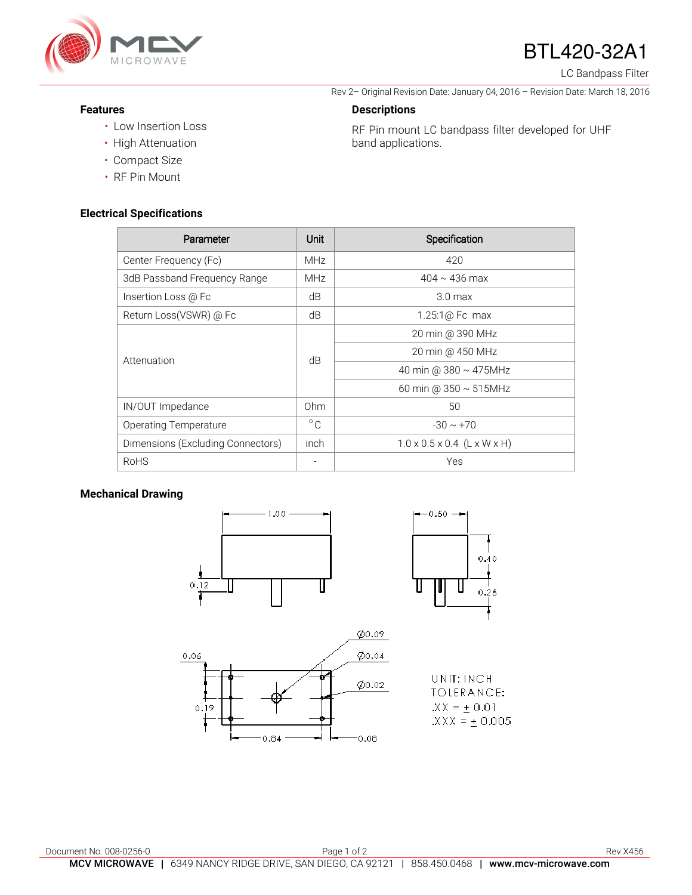# BTL420-32A1

LC Bandpass Filter

Rev 2– Original Revision Date: January 04, 2016 – Revision Date: March 18, 2016

## Features

- Low Insertion Loss
- High Attenuation
- Compact Size
- RF Pin Mount

## Descriptions

RF Pin mount LC bandpass filter developed for UHF band applications.

## Electrical Specifications

| Parameter | Unit | Specification |
|---|---|---|
| Center Frequency (Fc) | MHz | 420 |
| 3dB Passband Frequency Range | MHz | 404 ~ 436 max |
| Insertion Loss @ Fc | dB | 3.0 max |
| Return Loss(VSWR) @ Fc | dB | 1.25:1@ Fc max |
| Attenuation | dB | 20 min @ 390 MHz |
| | | 20 min @ 450 MHz |
| | | 40 min @ 380 ~ 475MHz |
| | | 60 min @ 350 ~ 515MHz |
| IN/OUT Impedance | Ohm | 50 |
| Operating Temperature | °C | -30 ~ +70 |
| Dimensions (Excluding Connectors) | inch | 1.0 x 0.5 x 0.4 (L x W x H) |
| RoHS | - | Yes |

## Mechanical Drawing

1.00
0.12
0.50
0.40
0.25
Ø0.09
Ø0.04
Ø0.02
0.06
0.19
0.84
0.08

UNIT: INCH
TOLERANCE:
.XX = ± 0.01
.XXX = ± 0.005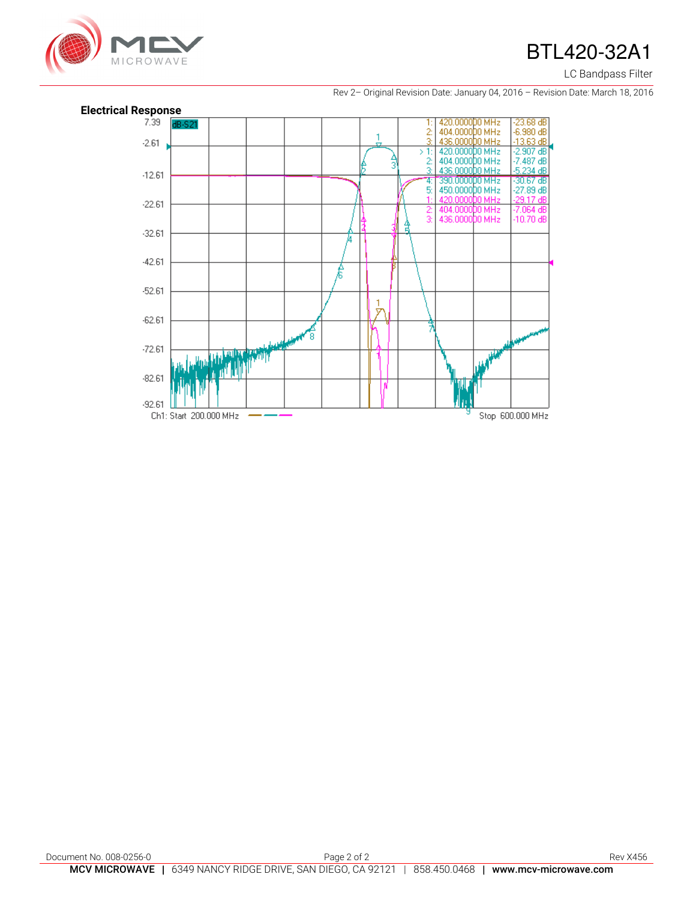# BTL420-32A1

LC Bandpass Filter

Rev 2– Original Revision Date: January 04, 2016 – Revision Date: March 18, 2016

## Electrical Response

dB-S21

7.39
-2.61
-12.61
-22.61
-32.61
-42.61
-52.61
-62.61
-72.61
-82.61
-92.61

1: 420.000000 MHz -23.68 dB
2: 404.000000 MHz -6.980 dB
3: 436.000000 MHz -13.63 dB
> 1: 420.000000 MHz -2.907 dB
2: 404.000000 MHz -7.487 dB
3: 436.000000 MHz -5.234 dB
4: 390.000000 MHz -30.67 dB
5: 450.000000 MHz -27.89 dB
1: 420.000000 MHz -29.17 dB
2: 404.000000 MHz -7.064 dB
3: 436.000000 MHz -10.70 dB

Ch1: Start 200.000 MHz

Stop 600.000 MHz

Document No. 008-0256-0

Rev X456

**MCV MICROWAVE** | 6349 NANCY RIDGE DRIVE, SAN DIEGO, CA 92121 | 858.450.0468 | **www.mcv-microwave.com**